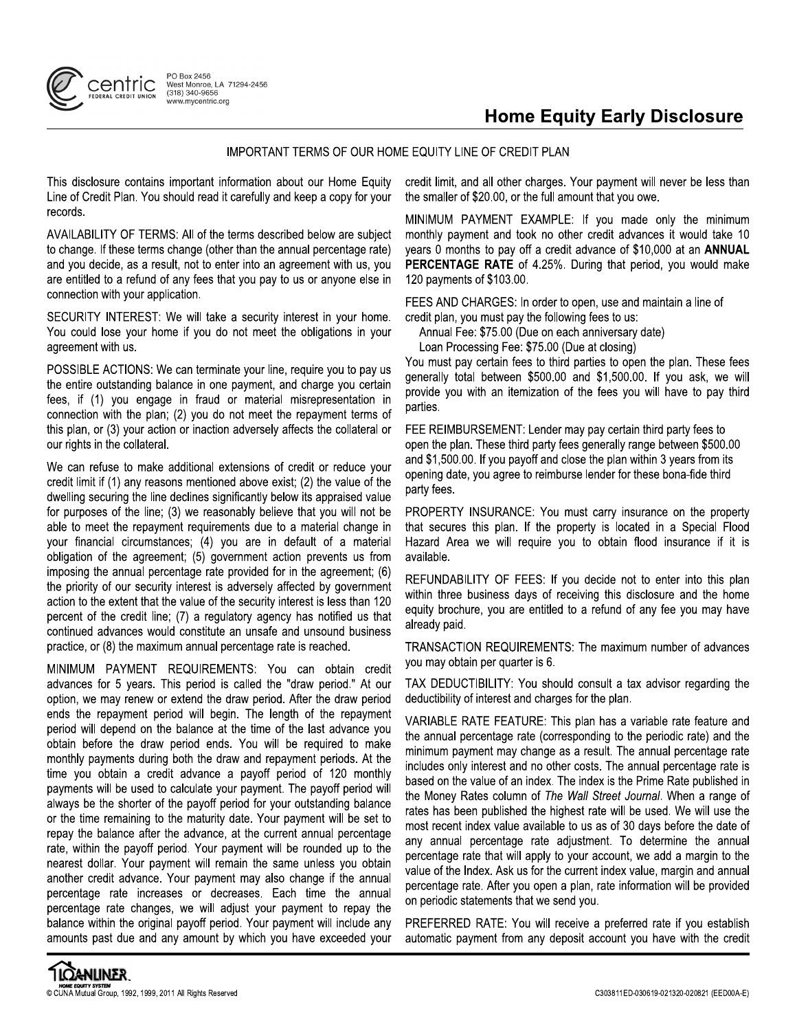centric FEDERAL CREDIT UNION

PO Box 2456
West Monroe, LA 71294-2456
(318) 340-9656
www.mycentric.org

# Home Equity Early Disclosure

IMPORTANT TERMS OF OUR HOME EQUITY LINE OF CREDIT PLAN

This disclosure contains important information about our Home Equity Line of Credit Plan. You should read it carefully and keep a copy for your records.

AVAILABILITY OF TERMS: All of the terms described below are subject to change. If these terms change (other than the annual percentage rate) and you decide, as a result, not to enter into an agreement with us, you are entitled to a refund of any fees that you pay to us or anyone else in connection with your application.

SECURITY INTEREST: We will take a security interest in your home. You could lose your home if you do not meet the obligations in your agreement with us.

POSSIBLE ACTIONS: We can terminate your line, require you to pay us the entire outstanding balance in one payment, and charge you certain fees, if (1) you engage in fraud or material misrepresentation in connection with the plan; (2) you do not meet the repayment terms of this plan, or (3) your action or inaction adversely affects the collateral or our rights in the collateral.

We can refuse to make additional extensions of credit or reduce your credit limit if (1) any reasons mentioned above exist; (2) the value of the dwelling securing the line declines significantly below its appraised value for purposes of the line; (3) we reasonably believe that you will not be able to meet the repayment requirements due to a material change in your financial circumstances; (4) you are in default of a material obligation of the agreement; (5) government action prevents us from imposing the annual percentage rate provided for in the agreement; (6) the priority of our security interest is adversely affected by government action to the extent that the value of the security interest is less than 120 percent of the credit line; (7) a regulatory agency has notified us that continued advances would constitute an unsafe and unsound business practice, or (8) the maximum annual percentage rate is reached.

MINIMUM PAYMENT REQUIREMENTS: You can obtain credit advances for 5 years. This period is called the "draw period." At our option, we may renew or extend the draw period. After the draw period ends the repayment period will begin. The length of the repayment period will depend on the balance at the time of the last advance you obtain before the draw period ends. You will be required to make monthly payments during both the draw and repayment periods. At the time you obtain a credit advance a payoff period of 120 monthly payments will be used to calculate your payment. The payoff period will always be the shorter of the payoff period for your outstanding balance or the time remaining to the maturity date. Your payment will be set to repay the balance after the advance, at the current annual percentage rate, within the payoff period. Your payment will be rounded up to the nearest dollar. Your payment will remain the same unless you obtain another credit advance. Your payment may also change if the annual percentage rate increases or decreases. Each time the annual percentage rate changes, we will adjust your payment to repay the balance within the original payoff period. Your payment will include any amounts past due and any amount by which you have exceeded your credit limit, and all other charges. Your payment will never be less than the smaller of $20.00, or the full amount that you owe.

MINIMUM PAYMENT EXAMPLE: If you made only the minimum monthly payment and took no other credit advances it would take 10 years 0 months to pay off a credit advance of $10,000 at an **ANNUAL PERCENTAGE RATE** of 4.25%. During that period, you would make 120 payments of $103.00.

FEES AND CHARGES: In order to open, use and maintain a line of credit plan, you must pay the following fees to us:

Annual Fee: $75.00 (Due on each anniversary date)
Loan Processing Fee: $75.00 (Due at closing)

You must pay certain fees to third parties to open the plan. These fees generally total between $500.00 and $1,500.00. If you ask, we will provide you with an itemization of the fees you will have to pay third parties.

FEE REIMBURSEMENT: Lender may pay certain third party fees to open the plan. These third party fees generally range between $500.00 and $1,500.00. If you payoff and close the plan within 3 years from its opening date, you agree to reimburse lender for these bona-fide third party fees.

PROPERTY INSURANCE: You must carry insurance on the property that secures this plan. If the property is located in a Special Flood Hazard Area we will require you to obtain flood insurance if it is available.

REFUNDABILITY OF FEES: If you decide not to enter into this plan within three business days of receiving this disclosure and the home equity brochure, you are entitled to a refund of any fee you may have already paid.

TRANSACTION REQUIREMENTS: The maximum number of advances you may obtain per quarter is 6.

TAX DEDUCTIBILITY: You should consult a tax advisor regarding the deductibility of interest and charges for the plan.

VARIABLE RATE FEATURE: This plan has a variable rate feature and the annual percentage rate (corresponding to the periodic rate) and the minimum payment may change as a result. The annual percentage rate includes only interest and no other costs. The annual percentage rate is based on the value of an index. The index is the Prime Rate published in the Money Rates column of *The Wall Street Journal*. When a range of rates has been published the highest rate will be used. We will use the most recent index value available to us as of 30 days before the date of any annual percentage rate adjustment. To determine the annual percentage rate that will apply to your account, we add a margin to the value of the Index. Ask us for the current index value, margin and annual percentage rate. After you open a plan, rate information will be provided on periodic statements that we send you.

PREFERRED RATE: You will receive a preferred rate if you establish automatic payment from any deposit account you have with the credit

LOANLINER. HOME EQUITY SYSTEM
© CUNA Mutual Group, 1992, 1999, 2011 All Rights Reserved

C303811ED-030619-021320-020821 (EED00A-E)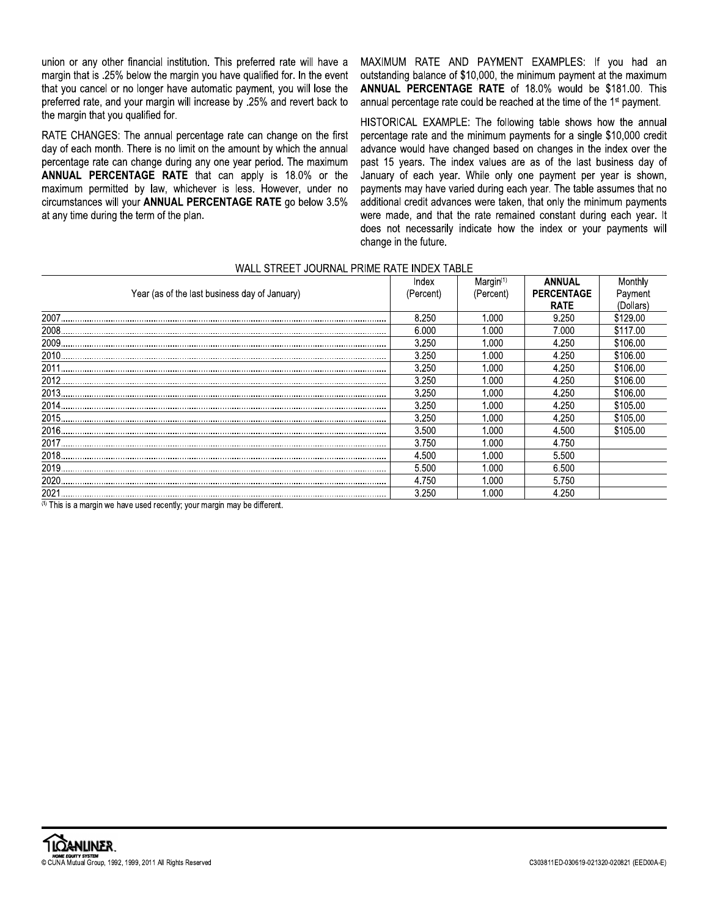union or any other financial institution. This preferred rate will have a margin that is .25% below the margin you have qualified for. In the event that you cancel or no longer have automatic payment, you will lose the preferred rate, and your margin will increase by .25% and revert back to the margin that you qualified for.

RATE CHANGES: The annual percentage rate can change on the first day of each month. There is no limit on the amount by which the annual percentage rate can change during any one year period. The maximum **ANNUAL PERCENTAGE RATE** that can apply is 18.0% or the maximum permitted by law, whichever is less. However, under no circumstances will your **ANNUAL PERCENTAGE RATE** go below 3.5% at any time during the term of the plan.

MAXIMUM RATE AND PAYMENT EXAMPLES: If you had an outstanding balance of $10,000, the minimum payment at the maximum **ANNUAL PERCENTAGE RATE** of 18.0% would be $181.00. This annual percentage rate could be reached at the time of the 1st payment.

HISTORICAL EXAMPLE: The following table shows how the annual percentage rate and the minimum payments for a single $10,000 credit advance would have changed based on changes in the index over the past 15 years. The index values are as of the last business day of January of each year. While only one payment per year is shown, payments may have varied during each year. The table assumes that no additional credit advances were taken, that only the minimum payments were made, and that the rate remained constant during each year. It does not necessarily indicate how the index or your payments will change in the future.

WALL STREET JOURNAL PRIME RATE INDEX TABLE

| Year (as of the last business day of January) | Index (Percent) | Margin[1] (Percent) | **ANNUAL PERCENTAGE RATE** | Monthly Payment (Dollars) |
|---|---|---|---|---|
| 2007 | 8.250 | 1.000 | 9.250 | $129.00 |
| 2008 | 6.000 | 1.000 | 7.000 | $117.00 |
| 2009 | 3.250 | 1.000 | 4.250 | $106.00 |
| 2010 | 3.250 | 1.000 | 4.250 | $106.00 |
| 2011 | 3.250 | 1.000 | 4.250 | $106.00 |
| 2012 | 3.250 | 1.000 | 4.250 | $106.00 |
| 2013 | 3.250 | 1.000 | 4.250 | $106.00 |
| 2014 | 3.250 | 1.000 | 4.250 | $105.00 |
| 2015 | 3.250 | 1.000 | 4.250 | $105.00 |
| 2016 | 3.500 | 1.000 | 4.500 | $105.00 |
| 2017 | 3.750 | 1.000 | 4.750 | |
| 2018 | 4.500 | 1.000 | 5.500 | |
| 2019 | 5.500 | 1.000 | 6.500 | |
| 2020 | 4.750 | 1.000 | 5.750 | |
| 2021 | 3.250 | 1.000 | 4.250 | |

[1] This is a margin we have used recently; your margin may be different.

LOANLINER HOME EQUITY SYSTEM
© CUNA Mutual Group, 1992, 1999, 2011 All Rights Reserved

C303811ED-030619-021320-020821 (EED00A-E)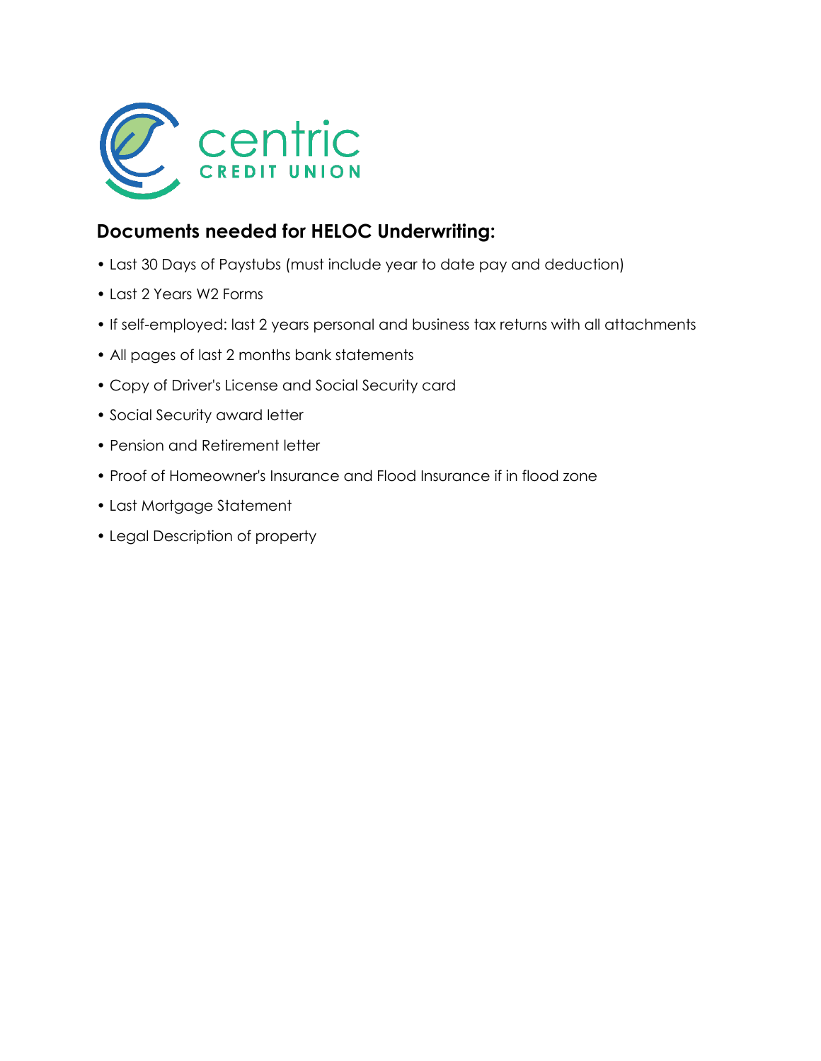centric
CREDIT UNION

## Documents needed for HELOC Underwriting:

- Last 30 Days of Paystubs (must include year to date pay and deduction)
- Last 2 Years W2 Forms
- If self-employed: last 2 years personal and business tax returns with all attachments
- All pages of last 2 months bank statements
- Copy of Driver's License and Social Security card
- Social Security award letter
- Pension and Retirement letter
- Proof of Homeowner's Insurance and Flood Insurance if in flood zone
- Last Mortgage Statement
- Legal Description of property